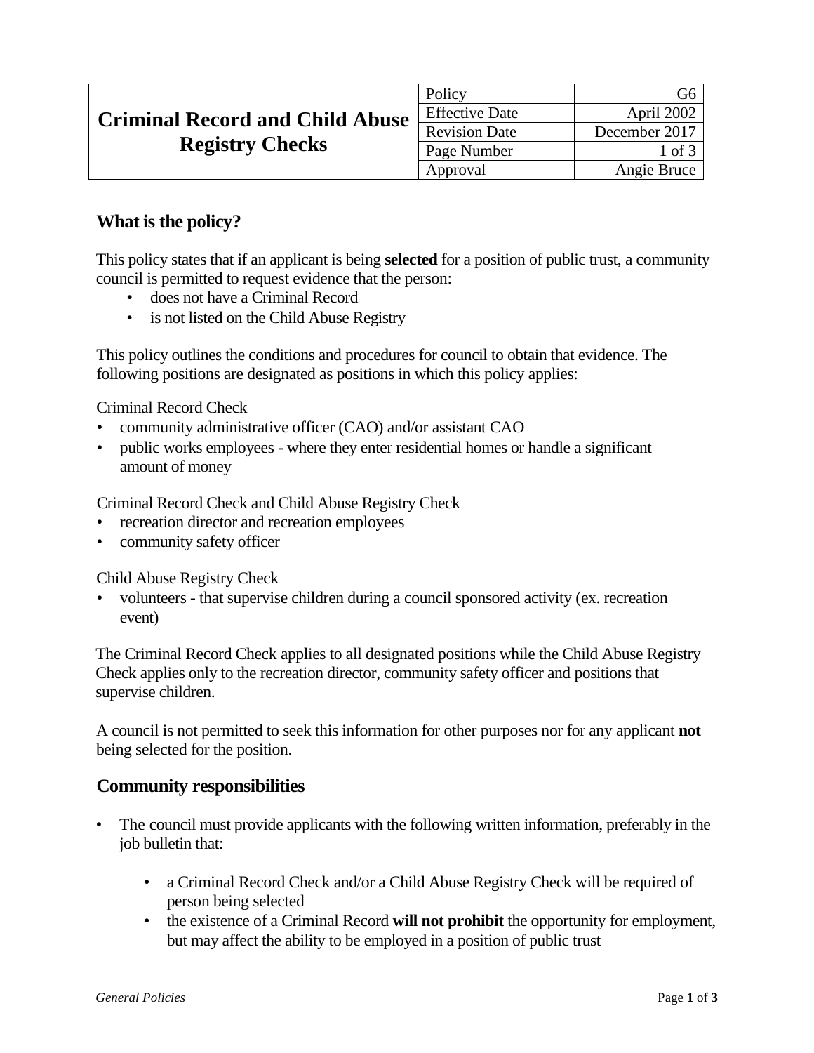| Criminal Record and Child Abuse Registry Checks | Policy | G6 |
|---|---|---|
| | Effective Date | April 2002 |
| | Revision Date | December 2017 |
| | Page Number | 1 of 3 |
| | Approval | Angie Bruce |

## What is the policy?

This policy states that if an applicant is being **selected** for a position of public trust, a community council is permitted to request evidence that the person:

- does not have a Criminal Record
- is not listed on the Child Abuse Registry

This policy outlines the conditions and procedures for council to obtain that evidence. The following positions are designated as positions in which this policy applies:

Criminal Record Check

- community administrative officer (CAO) and/or assistant CAO
- public works employees - where they enter residential homes or handle a significant amount of money

Criminal Record Check and Child Abuse Registry Check

- recreation director and recreation employees
- community safety officer

Child Abuse Registry Check

- volunteers - that supervise children during a council sponsored activity (ex. recreation event)

The Criminal Record Check applies to all designated positions while the Child Abuse Registry Check applies only to the recreation director, community safety officer and positions that supervise children.

A council is not permitted to seek this information for other purposes nor for any applicant **not** being selected for the position.

## Community responsibilities

- The council must provide applicants with the following written information, preferably in the job bulletin that:
  - a Criminal Record Check and/or a Child Abuse Registry Check will be required of person being selected
  - the existence of a Criminal Record **will not prohibit** the opportunity for employment, but may affect the ability to be employed in a position of public trust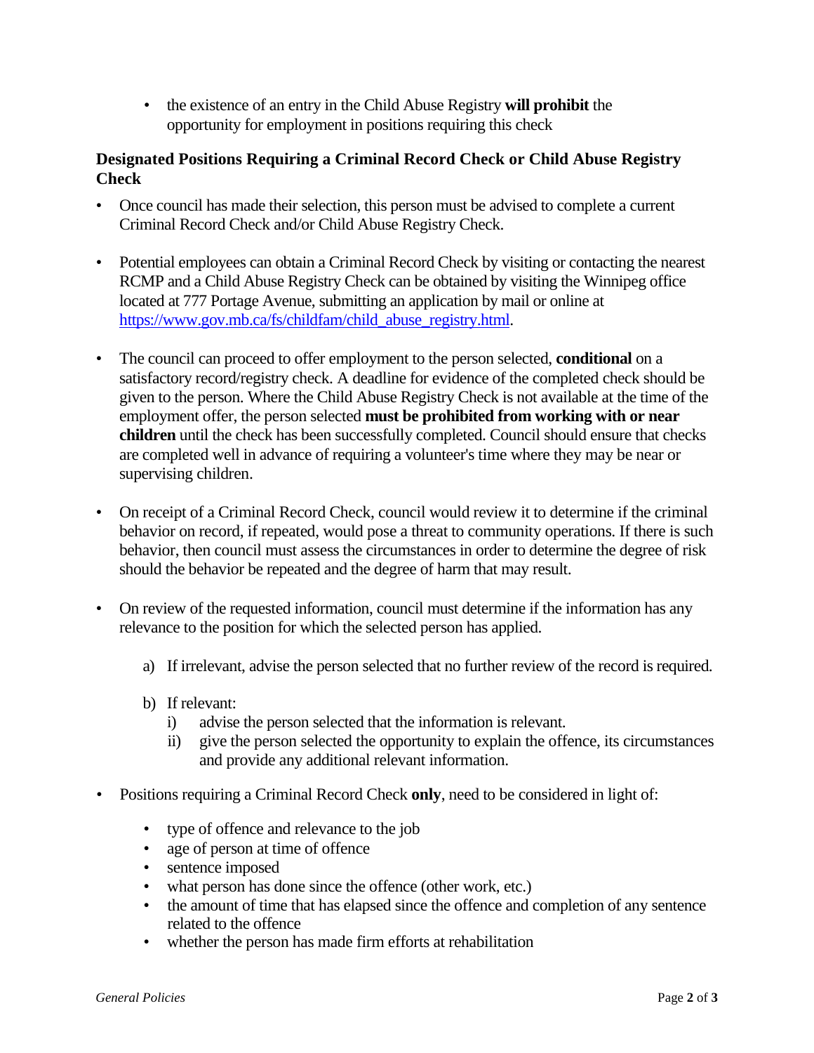- the existence of an entry in the Child Abuse Registry **will prohibit** the opportunity for employment in positions requiring this check

### Designated Positions Requiring a Criminal Record Check or Child Abuse Registry Check

- Once council has made their selection, this person must be advised to complete a current Criminal Record Check and/or Child Abuse Registry Check.

- Potential employees can obtain a Criminal Record Check by visiting or contacting the nearest RCMP and a Child Abuse Registry Check can be obtained by visiting the Winnipeg office located at 777 Portage Avenue, submitting an application by mail or online at [https://www.gov.mb.ca/fs/childfam/child_abuse_registry.html](https://www.gov.mb.ca/fs/childfam/child_abuse_registry.html).

- The council can proceed to offer employment to the person selected, **conditional** on a satisfactory record/registry check. A deadline for evidence of the completed check should be given to the person. Where the Child Abuse Registry Check is not available at the time of the employment offer, the person selected **must be prohibited from working with or near children** until the check has been successfully completed. Council should ensure that checks are completed well in advance of requiring a volunteer's time where they may be near or supervising children.

- On receipt of a Criminal Record Check, council would review it to determine if the criminal behavior on record, if repeated, would pose a threat to community operations. If there is such behavior, then council must assess the circumstances in order to determine the degree of risk should the behavior be repeated and the degree of harm that may result.

- On review of the requested information, council must determine if the information has any relevance to the position for which the selected person has applied.

  a) If irrelevant, advise the person selected that no further review of the record is required.

  b) If relevant:
     i) advise the person selected that the information is relevant.
     ii) give the person selected the opportunity to explain the offence, its circumstances and provide any additional relevant information.

- Positions requiring a Criminal Record Check **only**, need to be considered in light of:

  - type of offence and relevance to the job
  - age of person at time of offence
  - sentence imposed
  - what person has done since the offence (other work, etc.)
  - the amount of time that has elapsed since the offence and completion of any sentence related to the offence
  - whether the person has made firm efforts at rehabilitation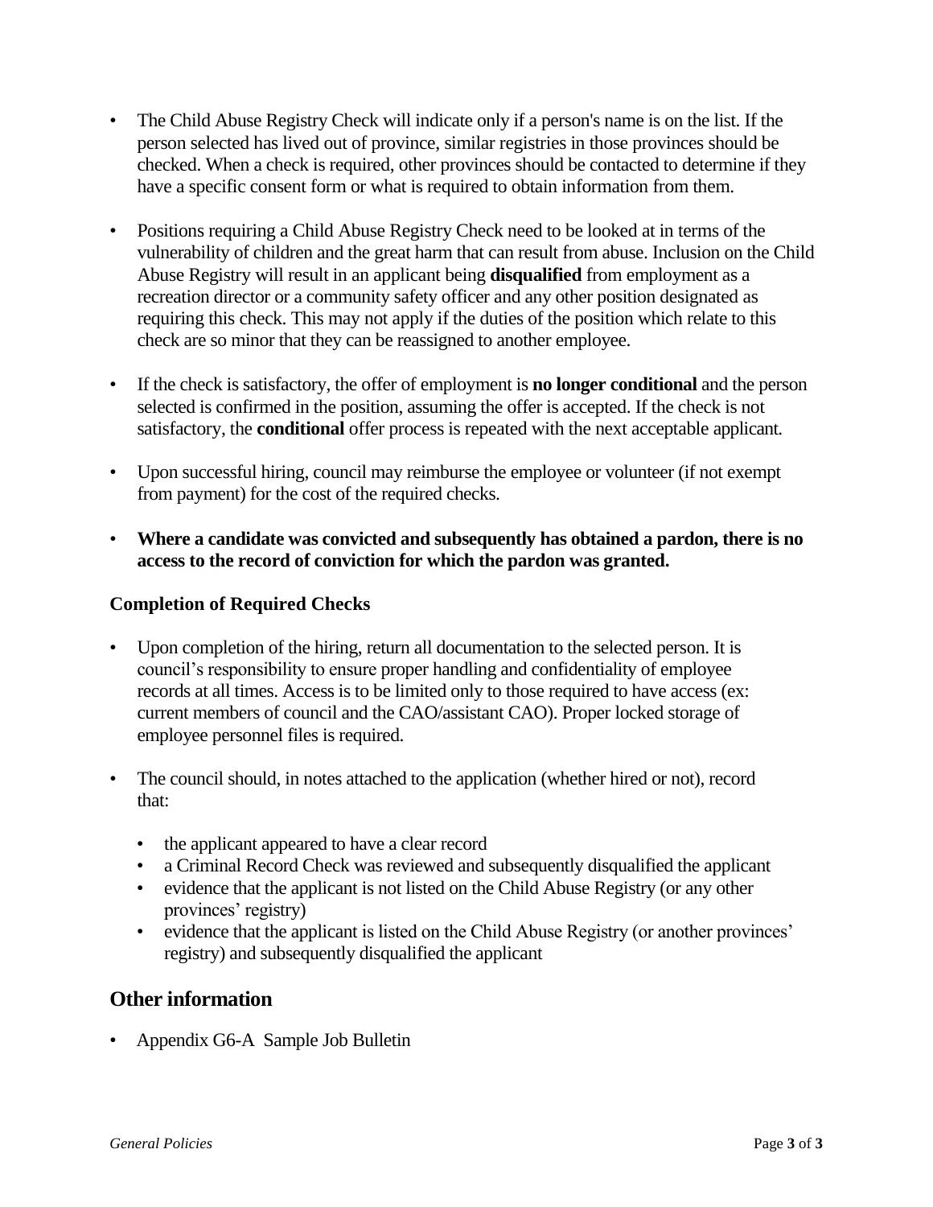- The Child Abuse Registry Check will indicate only if a person's name is on the list. If the person selected has lived out of province, similar registries in those provinces should be checked. When a check is required, other provinces should be contacted to determine if they have a specific consent form or what is required to obtain information from them.

- Positions requiring a Child Abuse Registry Check need to be looked at in terms of the vulnerability of children and the great harm that can result from abuse. Inclusion on the Child Abuse Registry will result in an applicant being **disqualified** from employment as a recreation director or a community safety officer and any other position designated as requiring this check. This may not apply if the duties of the position which relate to this check are so minor that they can be reassigned to another employee.

- If the check is satisfactory, the offer of employment is **no longer conditional** and the person selected is confirmed in the position, assuming the offer is accepted. If the check is not satisfactory, the **conditional** offer process is repeated with the next acceptable applicant.

- Upon successful hiring, council may reimburse the employee or volunteer (if not exempt from payment) for the cost of the required checks.

- **Where a candidate was convicted and subsequently has obtained a pardon, there is no access to the record of conviction for which the pardon was granted.**

### Completion of Required Checks

- Upon completion of the hiring, return all documentation to the selected person. It is council's responsibility to ensure proper handling and confidentiality of employee records at all times. Access is to be limited only to those required to have access (ex: current members of council and the CAO/assistant CAO). Proper locked storage of employee personnel files is required.

- The council should, in notes attached to the application (whether hired or not), record that:
  - the applicant appeared to have a clear record
  - a Criminal Record Check was reviewed and subsequently disqualified the applicant
  - evidence that the applicant is not listed on the Child Abuse Registry (or any other provinces' registry)
  - evidence that the applicant is listed on the Child Abuse Registry (or another provinces' registry) and subsequently disqualified the applicant

## Other information

- Appendix G6-A Sample Job Bulletin